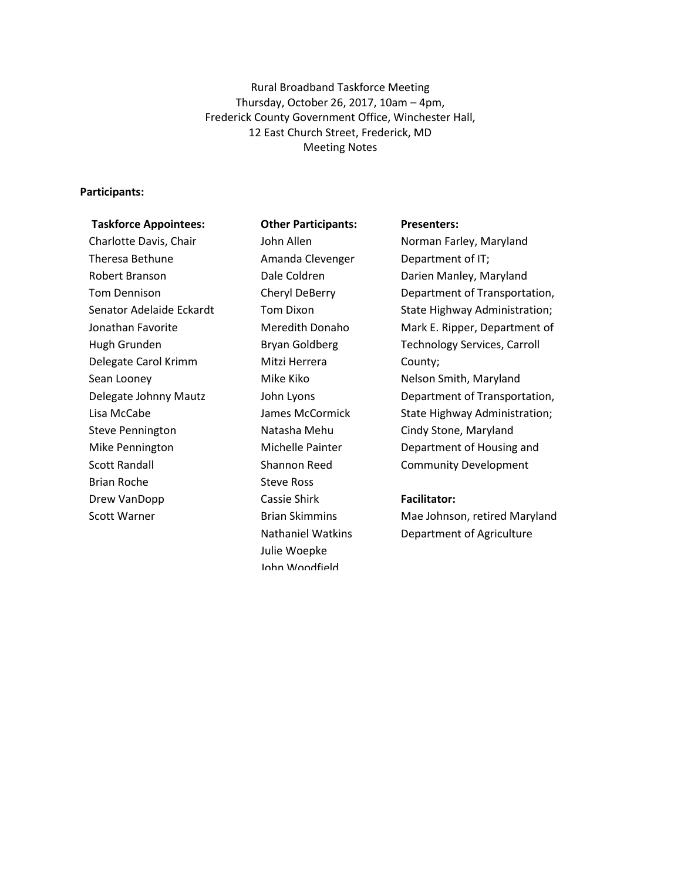Rural Broadband Taskforce Meeting
Thursday, October 26, 2017, 10am – 4pm,
Frederick County Government Office, Winchester Hall,
12 East Church Street, Frederick, MD
Meeting Notes

**Participants:**

**Taskforce Appointees:**

Charlotte Davis, Chair
Theresa Bethune
Robert Branson
Tom Dennison
Senator Adelaide Eckardt
Jonathan Favorite
Hugh Grunden
Delegate Carol Krimm
Sean Looney
Delegate Johnny Mautz
Lisa McCabe
Steve Pennington
Mike Pennington
Scott Randall
Brian Roche
Drew VanDopp
Scott Warner

**Other Participants:**

John Allen
Amanda Clevenger
Dale Coldren
Cheryl DeBerry
Tom Dixon
Meredith Donaho
Bryan Goldberg
Mitzi Herrera
Mike Kiko
John Lyons
James McCormick
Natasha Mehu
Michelle Painter
Shannon Reed
Steve Ross
Cassie Shirk
Brian Skimmins
Nathaniel Watkins
Julie Woepke
John Woodfield

**Presenters:**

Norman Farley, Maryland Department of IT;
Darien Manley, Maryland Department of Transportation, State Highway Administration;
Mark E. Ripper, Department of Technology Services, Carroll County;
Nelson Smith, Maryland Department of Transportation, State Highway Administration;
Cindy Stone, Maryland Department of Housing and Community Development

**Facilitator:**

Mae Johnson, retired Maryland Department of Agriculture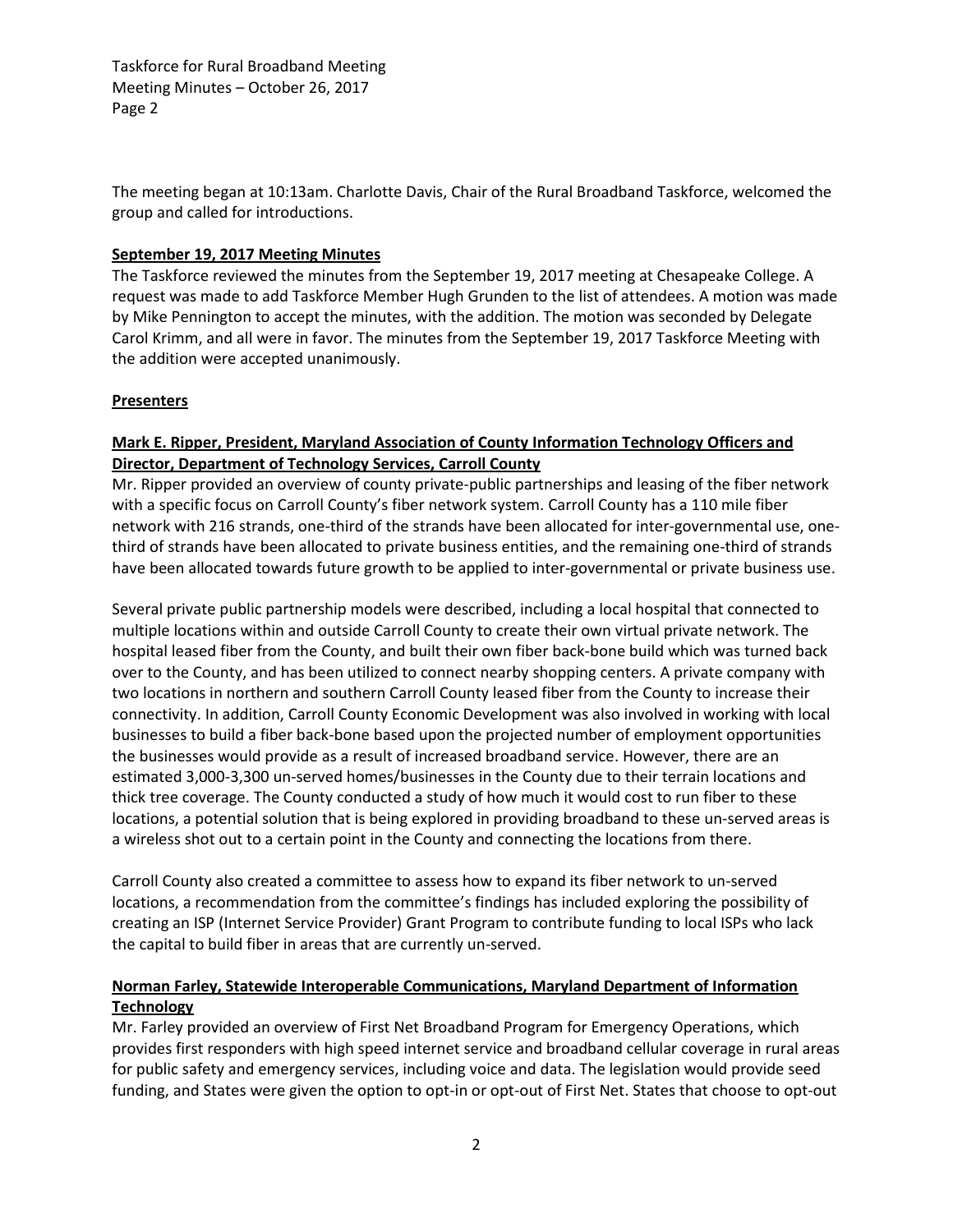The meeting began at 10:13am. Charlotte Davis, Chair of the Rural Broadband Taskforce, welcomed the group and called for introductions.

**September 19, 2017 Meeting Minutes**

The Taskforce reviewed the minutes from the September 19, 2017 meeting at Chesapeake College. A request was made to add Taskforce Member Hugh Grunden to the list of attendees. A motion was made by Mike Pennington to accept the minutes, with the addition. The motion was seconded by Delegate Carol Krimm, and all were in favor. The minutes from the September 19, 2017 Taskforce Meeting with the addition were accepted unanimously.

**Presenters**

**Mark E. Ripper, President, Maryland Association of County Information Technology Officers and Director, Department of Technology Services, Carroll County**

Mr. Ripper provided an overview of county private-public partnerships and leasing of the fiber network with a specific focus on Carroll County's fiber network system. Carroll County has a 110 mile fiber network with 216 strands, one-third of the strands have been allocated for inter-governmental use, one-third of strands have been allocated to private business entities, and the remaining one-third of strands have been allocated towards future growth to be applied to inter-governmental or private business use.

Several private public partnership models were described, including a local hospital that connected to multiple locations within and outside Carroll County to create their own virtual private network. The hospital leased fiber from the County, and built their own fiber back-bone build which was turned back over to the County, and has been utilized to connect nearby shopping centers. A private company with two locations in northern and southern Carroll County leased fiber from the County to increase their connectivity. In addition, Carroll County Economic Development was also involved in working with local businesses to build a fiber back-bone based upon the projected number of employment opportunities the businesses would provide as a result of increased broadband service. However, there are an estimated 3,000-3,300 un-served homes/businesses in the County due to their terrain locations and thick tree coverage. The County conducted a study of how much it would cost to run fiber to these locations, a potential solution that is being explored in providing broadband to these un-served areas is a wireless shot out to a certain point in the County and connecting the locations from there.

Carroll County also created a committee to assess how to expand its fiber network to un-served locations, a recommendation from the committee's findings has included exploring the possibility of creating an ISP (Internet Service Provider) Grant Program to contribute funding to local ISPs who lack the capital to build fiber in areas that are currently un-served.

**Norman Farley, Statewide Interoperable Communications, Maryland Department of Information Technology**

Mr. Farley provided an overview of First Net Broadband Program for Emergency Operations, which provides first responders with high speed internet service and broadband cellular coverage in rural areas for public safety and emergency services, including voice and data. The legislation would provide seed funding, and States were given the option to opt-in or opt-out of First Net. States that choose to opt-out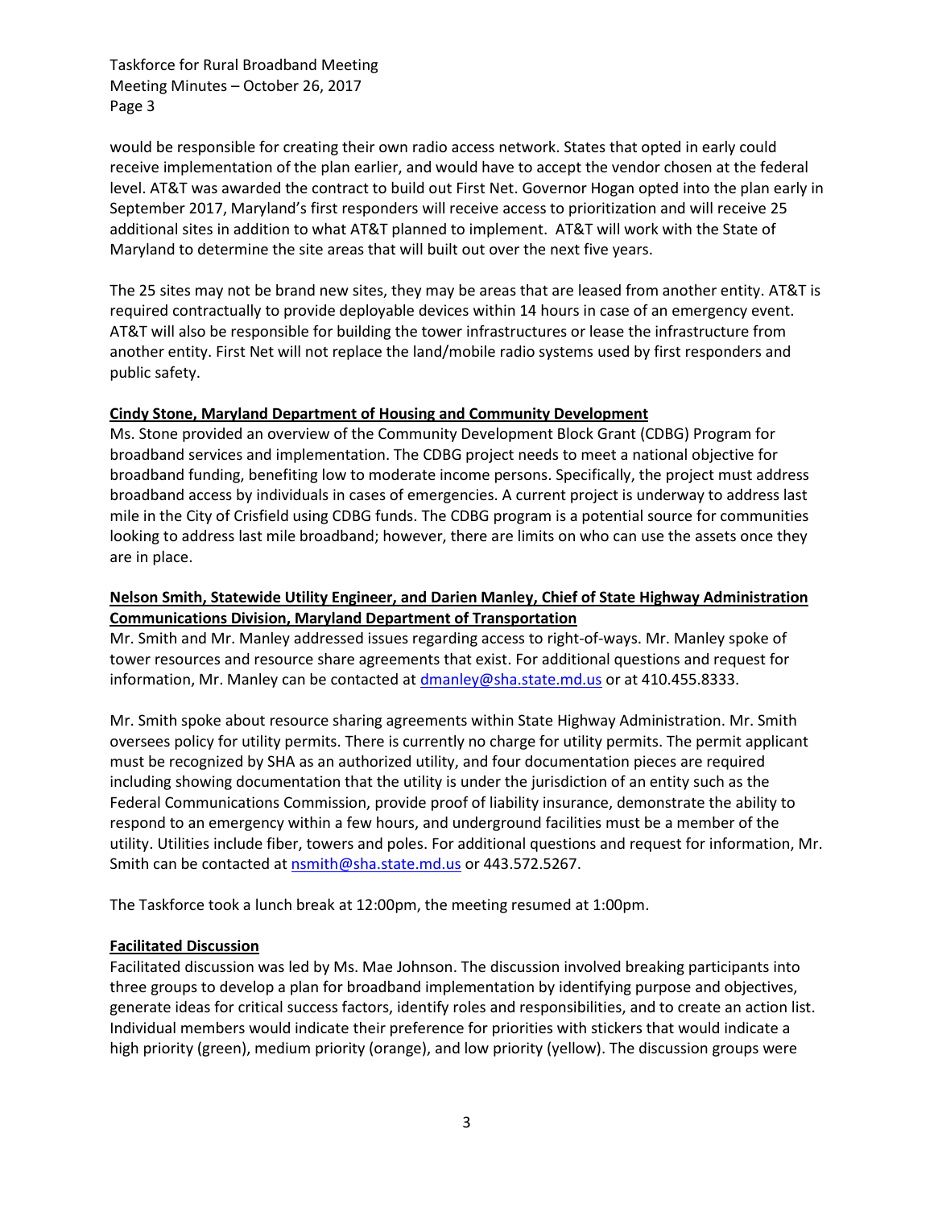would be responsible for creating their own radio access network. States that opted in early could receive implementation of the plan earlier, and would have to accept the vendor chosen at the federal level. AT&T was awarded the contract to build out First Net. Governor Hogan opted into the plan early in September 2017, Maryland's first responders will receive access to prioritization and will receive 25 additional sites in addition to what AT&T planned to implement. AT&T will work with the State of Maryland to determine the site areas that will built out over the next five years.

The 25 sites may not be brand new sites, they may be areas that are leased from another entity. AT&T is required contractually to provide deployable devices within 14 hours in case of an emergency event. AT&T will also be responsible for building the tower infrastructures or lease the infrastructure from another entity. First Net will not replace the land/mobile radio systems used by first responders and public safety.

**Cindy Stone, Maryland Department of Housing and Community Development**

Ms. Stone provided an overview of the Community Development Block Grant (CDBG) Program for broadband services and implementation. The CDBG project needs to meet a national objective for broadband funding, benefiting low to moderate income persons. Specifically, the project must address broadband access by individuals in cases of emergencies. A current project is underway to address last mile in the City of Crisfield using CDBG funds. The CDBG program is a potential source for communities looking to address last mile broadband; however, there are limits on who can use the assets once they are in place.

**Nelson Smith, Statewide Utility Engineer, and Darien Manley, Chief of State Highway Administration Communications Division, Maryland Department of Transportation**

Mr. Smith and Mr. Manley addressed issues regarding access to right-of-ways. Mr. Manley spoke of tower resources and resource share agreements that exist. For additional questions and request for information, Mr. Manley can be contacted at dmanley@sha.state.md.us or at 410.455.8333.

Mr. Smith spoke about resource sharing agreements within State Highway Administration. Mr. Smith oversees policy for utility permits. There is currently no charge for utility permits. The permit applicant must be recognized by SHA as an authorized utility, and four documentation pieces are required including showing documentation that the utility is under the jurisdiction of an entity such as the Federal Communications Commission, provide proof of liability insurance, demonstrate the ability to respond to an emergency within a few hours, and underground facilities must be a member of the utility. Utilities include fiber, towers and poles. For additional questions and request for information, Mr. Smith can be contacted at nsmith@sha.state.md.us or 443.572.5267.

The Taskforce took a lunch break at 12:00pm, the meeting resumed at 1:00pm.

**Facilitated Discussion**

Facilitated discussion was led by Ms. Mae Johnson. The discussion involved breaking participants into three groups to develop a plan for broadband implementation by identifying purpose and objectives, generate ideas for critical success factors, identify roles and responsibilities, and to create an action list. Individual members would indicate their preference for priorities with stickers that would indicate a high priority (green), medium priority (orange), and low priority (yellow). The discussion groups were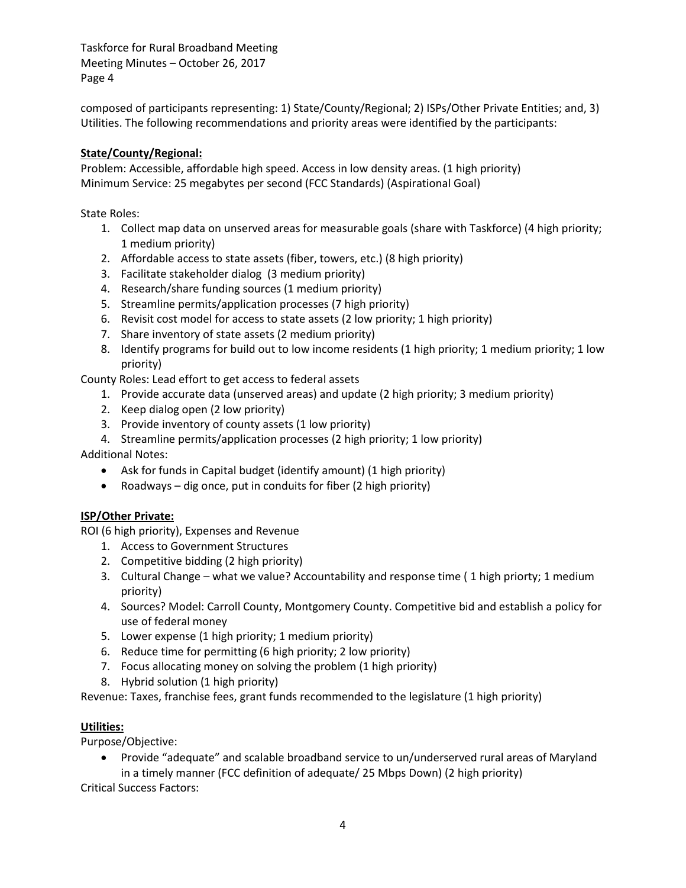composed of participants representing: 1) State/County/Regional; 2) ISPs/Other Private Entities; and, 3) Utilities. The following recommendations and priority areas were identified by the participants:

**State/County/Regional:**

Problem: Accessible, affordable high speed. Access in low density areas. (1 high priority)
Minimum Service: 25 megabytes per second (FCC Standards) (Aspirational Goal)

State Roles:

1. Collect map data on unserved areas for measurable goals (share with Taskforce) (4 high priority; 1 medium priority)
2. Affordable access to state assets (fiber, towers, etc.) (8 high priority)
3. Facilitate stakeholder dialog (3 medium priority)
4. Research/share funding sources (1 medium priority)
5. Streamline permits/application processes (7 high priority)
6. Revisit cost model for access to state assets (2 low priority; 1 high priority)
7. Share inventory of state assets (2 medium priority)
8. Identify programs for build out to low income residents (1 high priority; 1 medium priority; 1 low priority)

County Roles: Lead effort to get access to federal assets

1. Provide accurate data (unserved areas) and update (2 high priority; 3 medium priority)
2. Keep dialog open (2 low priority)
3. Provide inventory of county assets (1 low priority)
4. Streamline permits/application processes (2 high priority; 1 low priority)

Additional Notes:

- Ask for funds in Capital budget (identify amount) (1 high priority)
- Roadways – dig once, put in conduits for fiber (2 high priority)

**ISP/Other Private:**

ROI (6 high priority), Expenses and Revenue

1. Access to Government Structures
2. Competitive bidding (2 high priority)
3. Cultural Change – what we value? Accountability and response time ( 1 high priorty; 1 medium priority)
4. Sources? Model: Carroll County, Montgomery County. Competitive bid and establish a policy for use of federal money
5. Lower expense (1 high priority; 1 medium priority)
6. Reduce time for permitting (6 high priority; 2 low priority)
7. Focus allocating money on solving the problem (1 high priority)
8. Hybrid solution (1 high priority)

Revenue: Taxes, franchise fees, grant funds recommended to the legislature (1 high priority)

**Utilities:**

Purpose/Objective:

- Provide "adequate" and scalable broadband service to un/underserved rural areas of Maryland in a timely manner (FCC definition of adequate/ 25 Mbps Down) (2 high priority)

Critical Success Factors: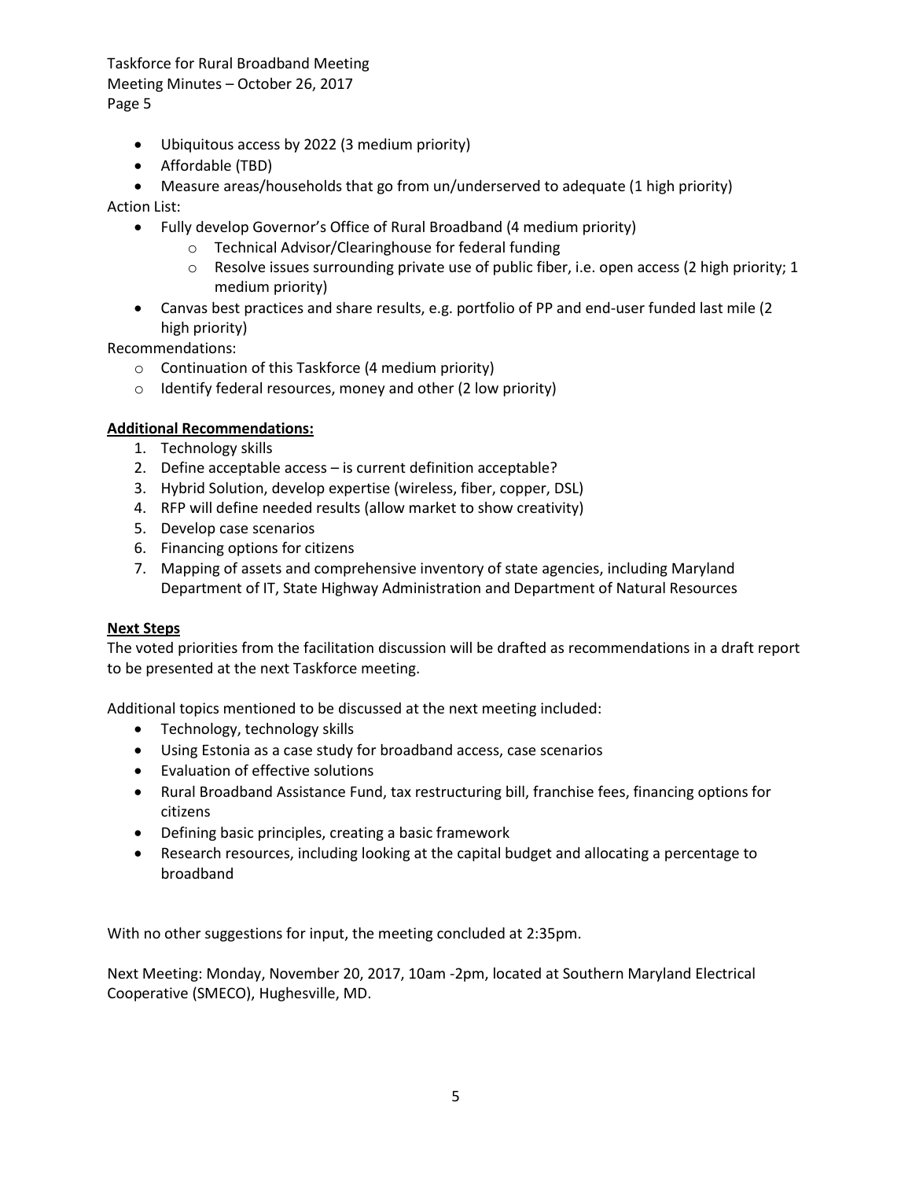- Ubiquitous access by 2022 (3 medium priority)
- Affordable (TBD)
- Measure areas/households that go from un/underserved to adequate (1 high priority)

Action List:

- Fully develop Governor's Office of Rural Broadband (4 medium priority)
  - Technical Advisor/Clearinghouse for federal funding
  - Resolve issues surrounding private use of public fiber, i.e. open access (2 high priority; 1 medium priority)
- Canvas best practices and share results, e.g. portfolio of PP and end-user funded last mile (2 high priority)

Recommendations:

- Continuation of this Taskforce (4 medium priority)
- Identify federal resources, money and other (2 low priority)

**Additional Recommendations:**

1. Technology skills
2. Define acceptable access – is current definition acceptable?
3. Hybrid Solution, develop expertise (wireless, fiber, copper, DSL)
4. RFP will define needed results (allow market to show creativity)
5. Develop case scenarios
6. Financing options for citizens
7. Mapping of assets and comprehensive inventory of state agencies, including Maryland Department of IT, State Highway Administration and Department of Natural Resources

**Next Steps**

The voted priorities from the facilitation discussion will be drafted as recommendations in a draft report to be presented at the next Taskforce meeting.

Additional topics mentioned to be discussed at the next meeting included:

- Technology, technology skills
- Using Estonia as a case study for broadband access, case scenarios
- Evaluation of effective solutions
- Rural Broadband Assistance Fund, tax restructuring bill, franchise fees, financing options for citizens
- Defining basic principles, creating a basic framework
- Research resources, including looking at the capital budget and allocating a percentage to broadband

With no other suggestions for input, the meeting concluded at 2:35pm.

Next Meeting: Monday, November 20, 2017, 10am -2pm, located at Southern Maryland Electrical Cooperative (SMECO), Hughesville, MD.